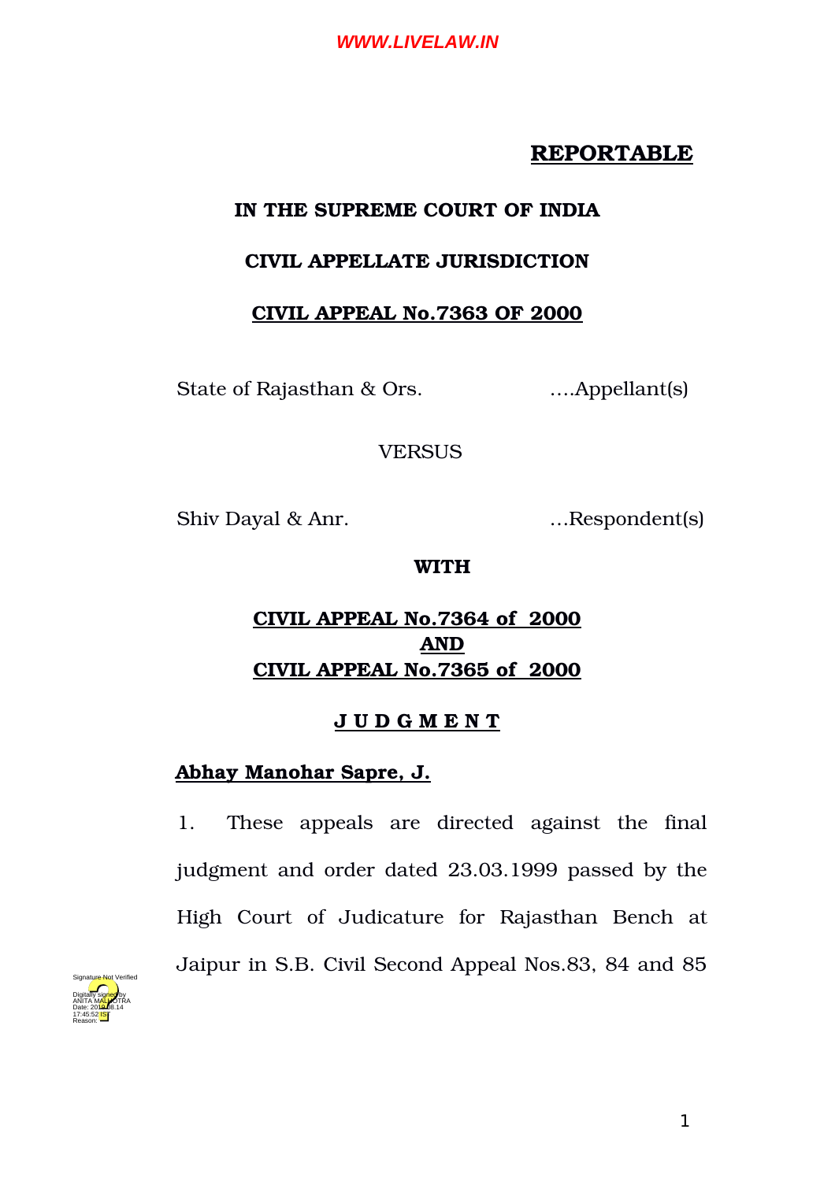**REPORTABLE**

**IN THE SUPREME COURT OF INDIA**

**CIVIL APPELLATE JURISDICTION**

**CIVIL APPEAL No.7363 OF 2000**

State of Rajasthan & Ors. ….Appellant(s)

VERSUS

Shiv Dayal & Anr. …Respondent(s)

**WITH**

**CIVIL APPEAL No.7364 of 2000**
**AND**
**CIVIL APPEAL No.7365 of 2000**

**J U D G M E N T**

**Abhay Manohar Sapre, J.**

1. These appeals are directed against the final judgment and order dated 23.03.1999 passed by the High Court of Judicature for Rajasthan Bench at Jaipur in S.B. Civil Second Appeal Nos.83, 84 and 85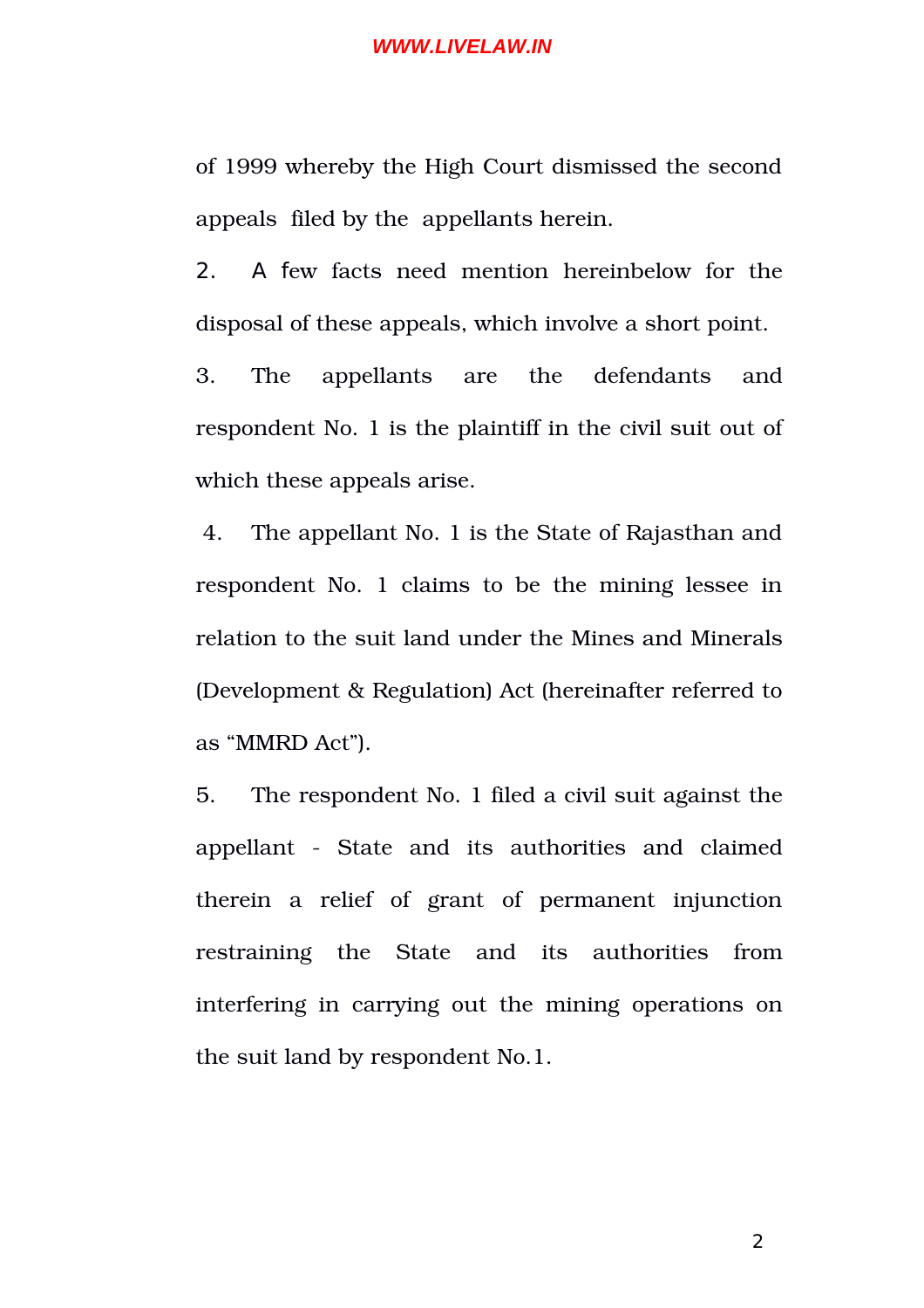of 1999 whereby the High Court dismissed the second appeals filed by the appellants herein.

2. A few facts need mention hereinbelow for the disposal of these appeals, which involve a short point.

3. The appellants are the defendants and respondent No. 1 is the plaintiff in the civil suit out of which these appeals arise.

4. The appellant No. 1 is the State of Rajasthan and respondent No. 1 claims to be the mining lessee in relation to the suit land under the Mines and Minerals (Development & Regulation) Act (hereinafter referred to as "MMRD Act").

5. The respondent No. 1 filed a civil suit against the appellant - State and its authorities and claimed therein a relief of grant of permanent injunction restraining the State and its authorities from interfering in carrying out the mining operations on the suit land by respondent No.1.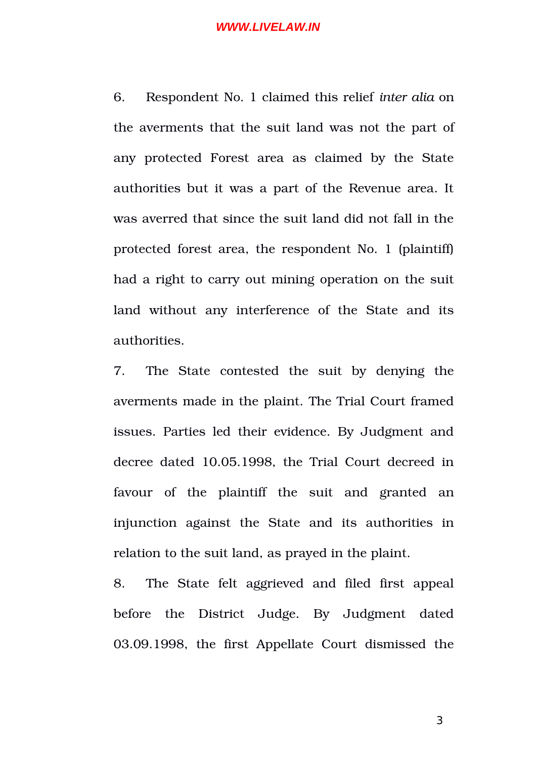6. Respondent No. 1 claimed this relief *inter alia* on the averments that the suit land was not the part of any protected Forest area as claimed by the State authorities but it was a part of the Revenue area. It was averred that since the suit land did not fall in the protected forest area, the respondent No. 1 (plaintiff) had a right to carry out mining operation on the suit land without any interference of the State and its authorities.

7. The State contested the suit by denying the averments made in the plaint. The Trial Court framed issues. Parties led their evidence. By Judgment and decree dated 10.05.1998, the Trial Court decreed in favour of the plaintiff the suit and granted an injunction against the State and its authorities in relation to the suit land, as prayed in the plaint.

8. The State felt aggrieved and filed first appeal before the District Judge. By Judgment dated 03.09.1998, the first Appellate Court dismissed the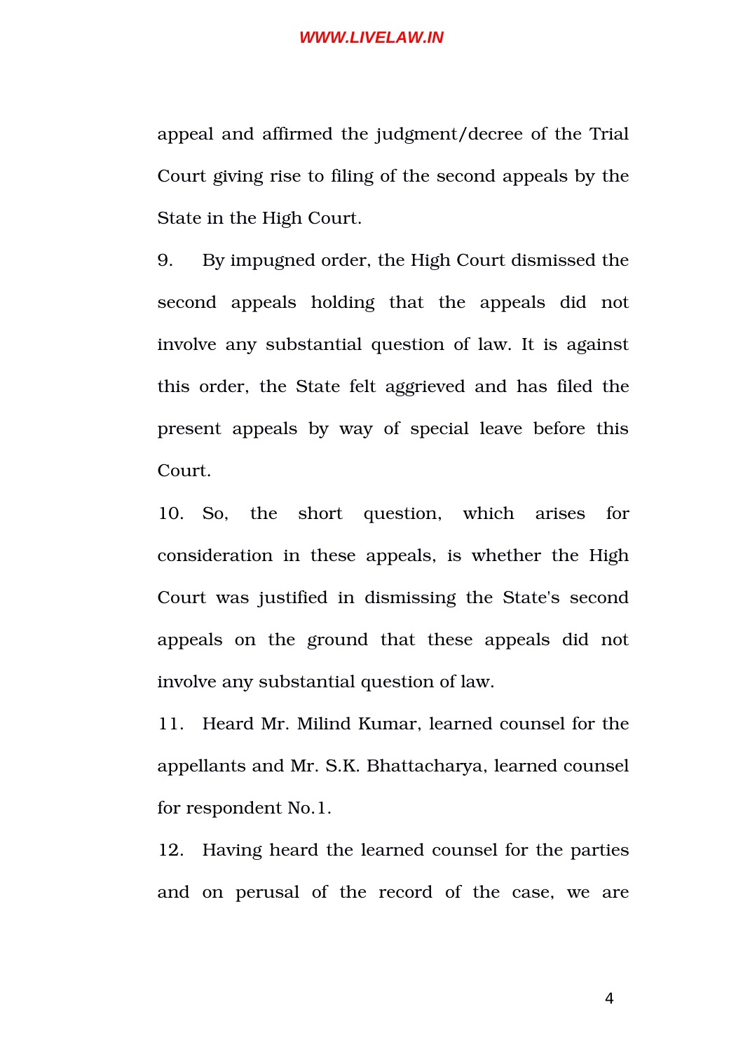appeal and affirmed the judgment/decree of the Trial Court giving rise to filing of the second appeals by the State in the High Court.

9. By impugned order, the High Court dismissed the second appeals holding that the appeals did not involve any substantial question of law. It is against this order, the State felt aggrieved and has filed the present appeals by way of special leave before this Court.

10. So, the short question, which arises for consideration in these appeals, is whether the High Court was justified in dismissing the State's second appeals on the ground that these appeals did not involve any substantial question of law.

11. Heard Mr. Milind Kumar, learned counsel for the appellants and Mr. S.K. Bhattacharya, learned counsel for respondent No.1.

12. Having heard the learned counsel for the parties and on perusal of the record of the case, we are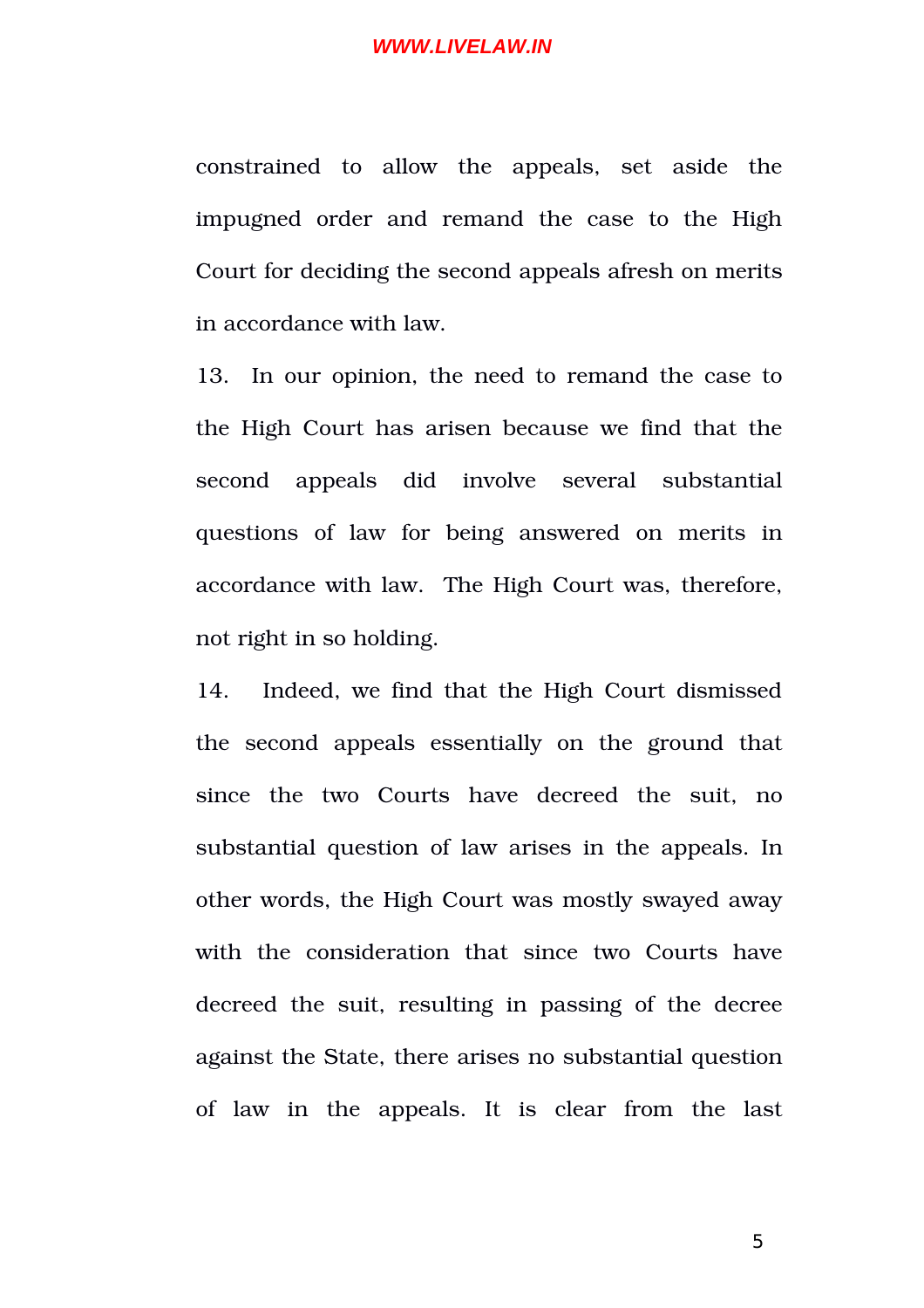constrained to allow the appeals, set aside the impugned order and remand the case to the High Court for deciding the second appeals afresh on merits in accordance with law.

13. In our opinion, the need to remand the case to the High Court has arisen because we find that the second appeals did involve several substantial questions of law for being answered on merits in accordance with law. The High Court was, therefore, not right in so holding.

14. Indeed, we find that the High Court dismissed the second appeals essentially on the ground that since the two Courts have decreed the suit, no substantial question of law arises in the appeals. In other words, the High Court was mostly swayed away with the consideration that since two Courts have decreed the suit, resulting in passing of the decree against the State, there arises no substantial question of law in the appeals. It is clear from the last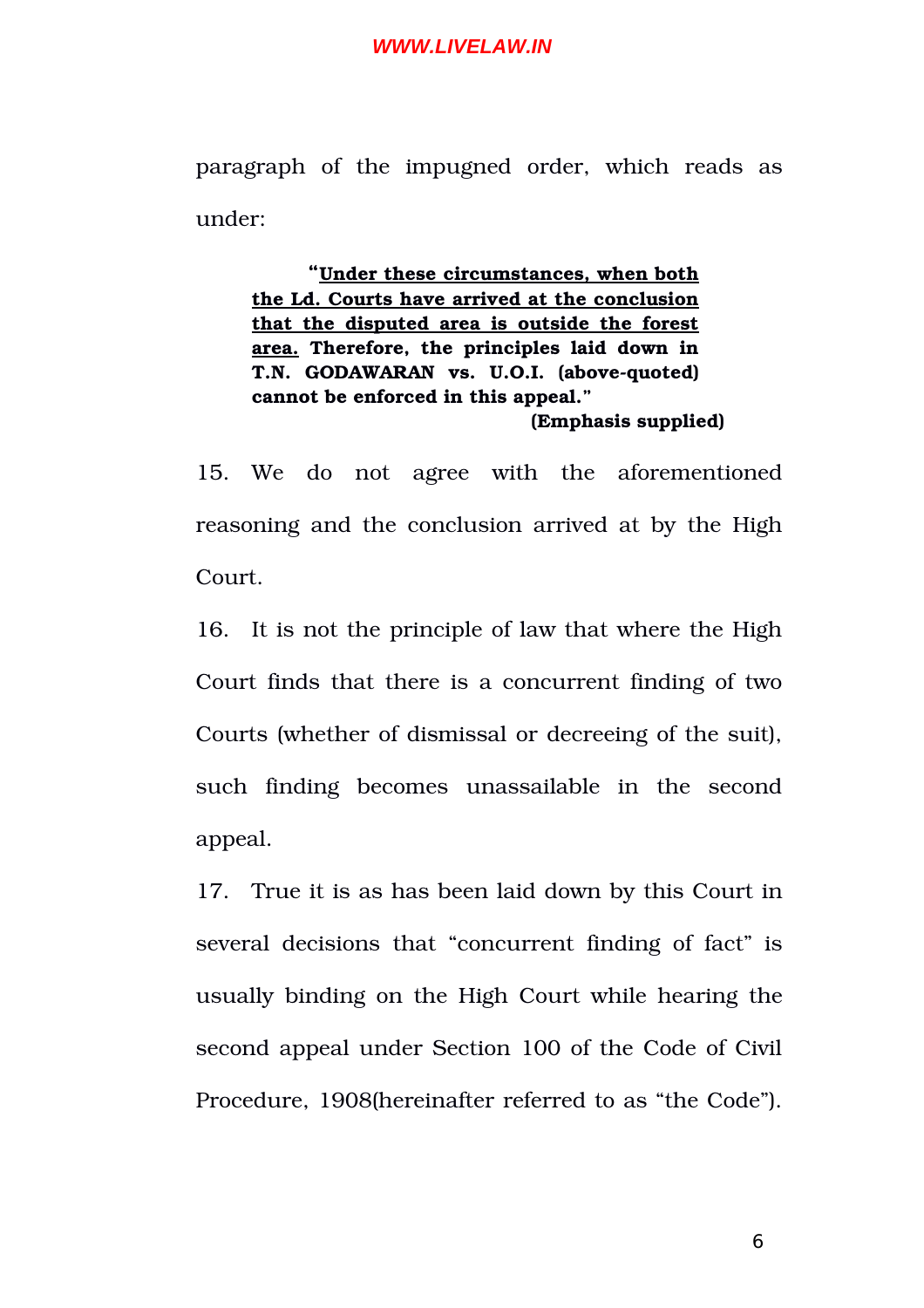paragraph of the impugned order, which reads as under:

> "**<u>Under these circumstances, when both the Ld. Courts have arrived at the conclusion that the disputed area is outside the forest area.</u> Therefore, the principles laid down in T.N. GODAWARAN vs. U.O.I. (above-quoted) cannot be enforced in this appeal.**"
>
> **(Emphasis supplied)**

15. We do not agree with the aforementioned reasoning and the conclusion arrived at by the High Court.

16. It is not the principle of law that where the High Court finds that there is a concurrent finding of two Courts (whether of dismissal or decreeing of the suit), such finding becomes unassailable in the second appeal.

17. True it is as has been laid down by this Court in several decisions that "concurrent finding of fact" is usually binding on the High Court while hearing the second appeal under Section 100 of the Code of Civil Procedure, 1908(hereinafter referred to as "the Code").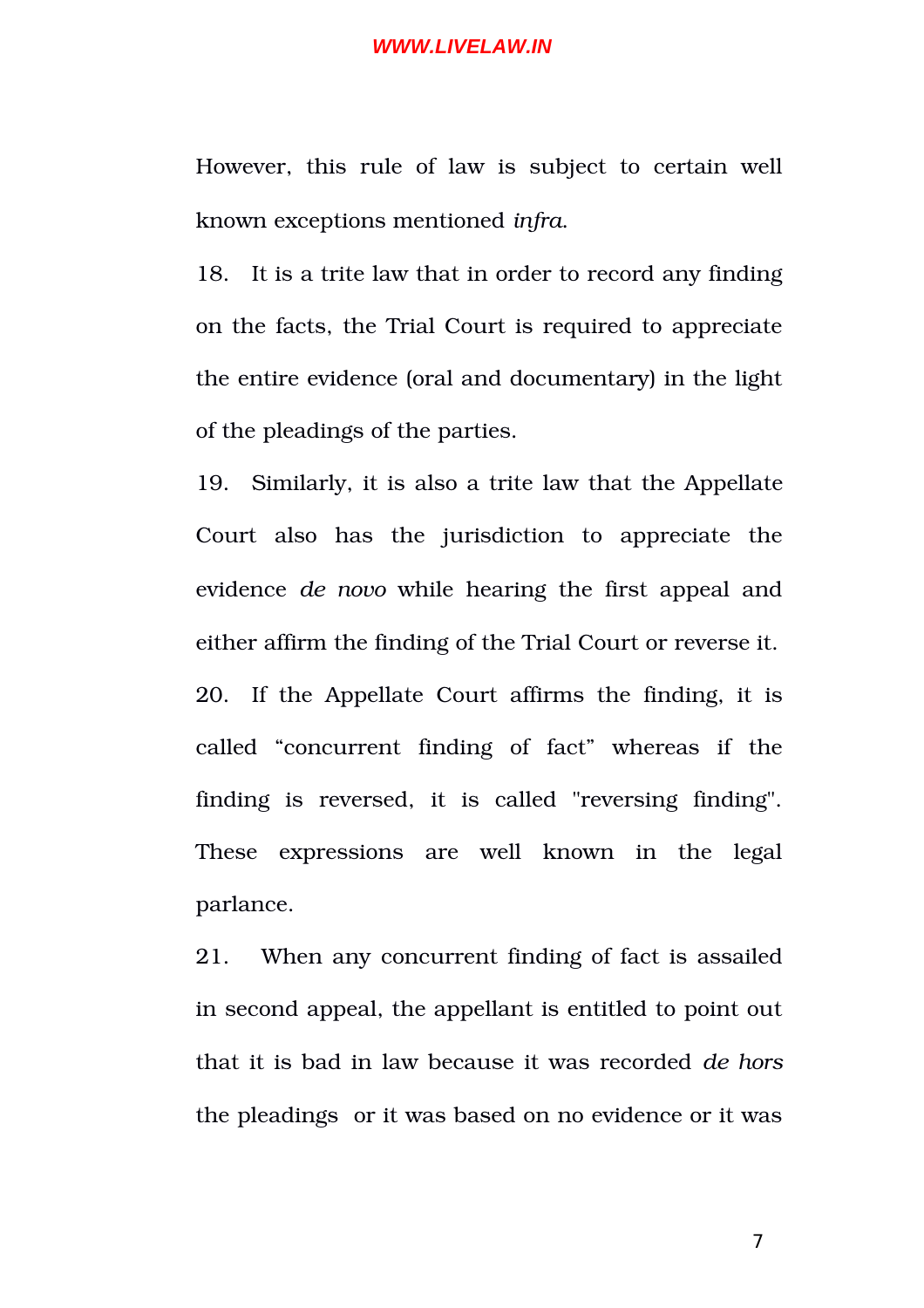However, this rule of law is subject to certain well known exceptions mentioned *infra*.

18. It is a trite law that in order to record any finding on the facts, the Trial Court is required to appreciate the entire evidence (oral and documentary) in the light of the pleadings of the parties.

19. Similarly, it is also a trite law that the Appellate Court also has the jurisdiction to appreciate the evidence *de novo* while hearing the first appeal and either affirm the finding of the Trial Court or reverse it.

20. If the Appellate Court affirms the finding, it is called "concurrent finding of fact" whereas if the finding is reversed, it is called "reversing finding". These expressions are well known in the legal parlance.

21. When any concurrent finding of fact is assailed in second appeal, the appellant is entitled to point out that it is bad in law because it was recorded *de hors* the pleadings or it was based on no evidence or it was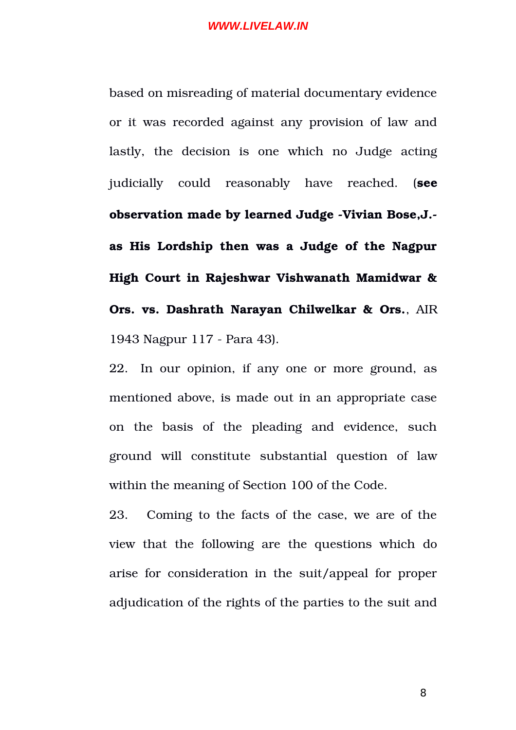based on misreading of material documentary evidence or it was recorded against any provision of law and lastly, the decision is one which no Judge acting judicially could reasonably have reached. (**see observation made by learned Judge -Vivian Bose,J.- as His Lordship then was a Judge of the Nagpur High Court in Rajeshwar Vishwanath Mamidwar & Ors. vs. Dashrath Narayan Chilwelkar & Ors.**, AIR 1943 Nagpur 117 - Para 43).

22. In our opinion, if any one or more ground, as mentioned above, is made out in an appropriate case on the basis of the pleading and evidence, such ground will constitute substantial question of law within the meaning of Section 100 of the Code.

23. Coming to the facts of the case, we are of the view that the following are the questions which do arise for consideration in the suit/appeal for proper adjudication of the rights of the parties to the suit and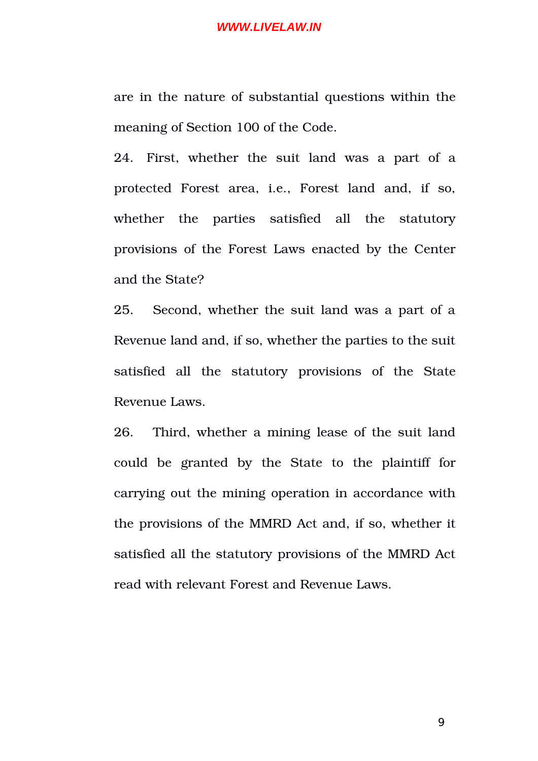are in the nature of substantial questions within the meaning of Section 100 of the Code.

24. First, whether the suit land was a part of a protected Forest area, i.e., Forest land and, if so, whether the parties satisfied all the statutory provisions of the Forest Laws enacted by the Center and the State?

25. Second, whether the suit land was a part of a Revenue land and, if so, whether the parties to the suit satisfied all the statutory provisions of the State Revenue Laws.

26. Third, whether a mining lease of the suit land could be granted by the State to the plaintiff for carrying out the mining operation in accordance with the provisions of the MMRD Act and, if so, whether it satisfied all the statutory provisions of the MMRD Act read with relevant Forest and Revenue Laws.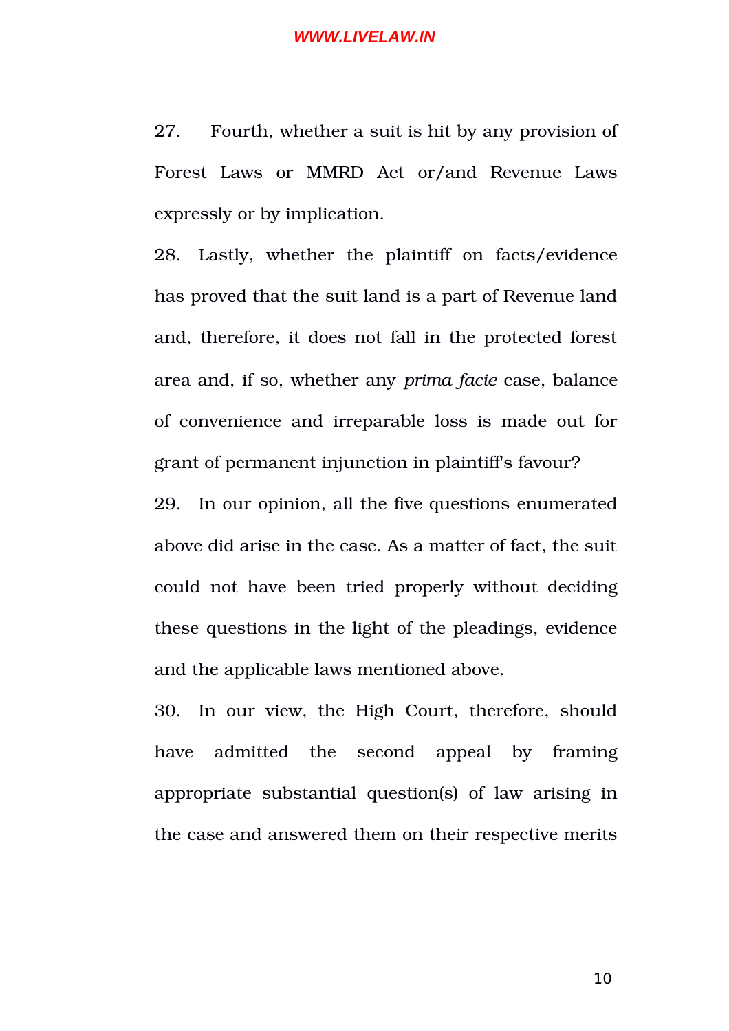27. Fourth, whether a suit is hit by any provision of Forest Laws or MMRD Act or/and Revenue Laws expressly or by implication.

28. Lastly, whether the plaintiff on facts/evidence has proved that the suit land is a part of Revenue land and, therefore, it does not fall in the protected forest area and, if so, whether any *prima facie* case, balance of convenience and irreparable loss is made out for grant of permanent injunction in plaintiff's favour?

29. In our opinion, all the five questions enumerated above did arise in the case. As a matter of fact, the suit could not have been tried properly without deciding these questions in the light of the pleadings, evidence and the applicable laws mentioned above.

30. In our view, the High Court, therefore, should have admitted the second appeal by framing appropriate substantial question(s) of law arising in the case and answered them on their respective merits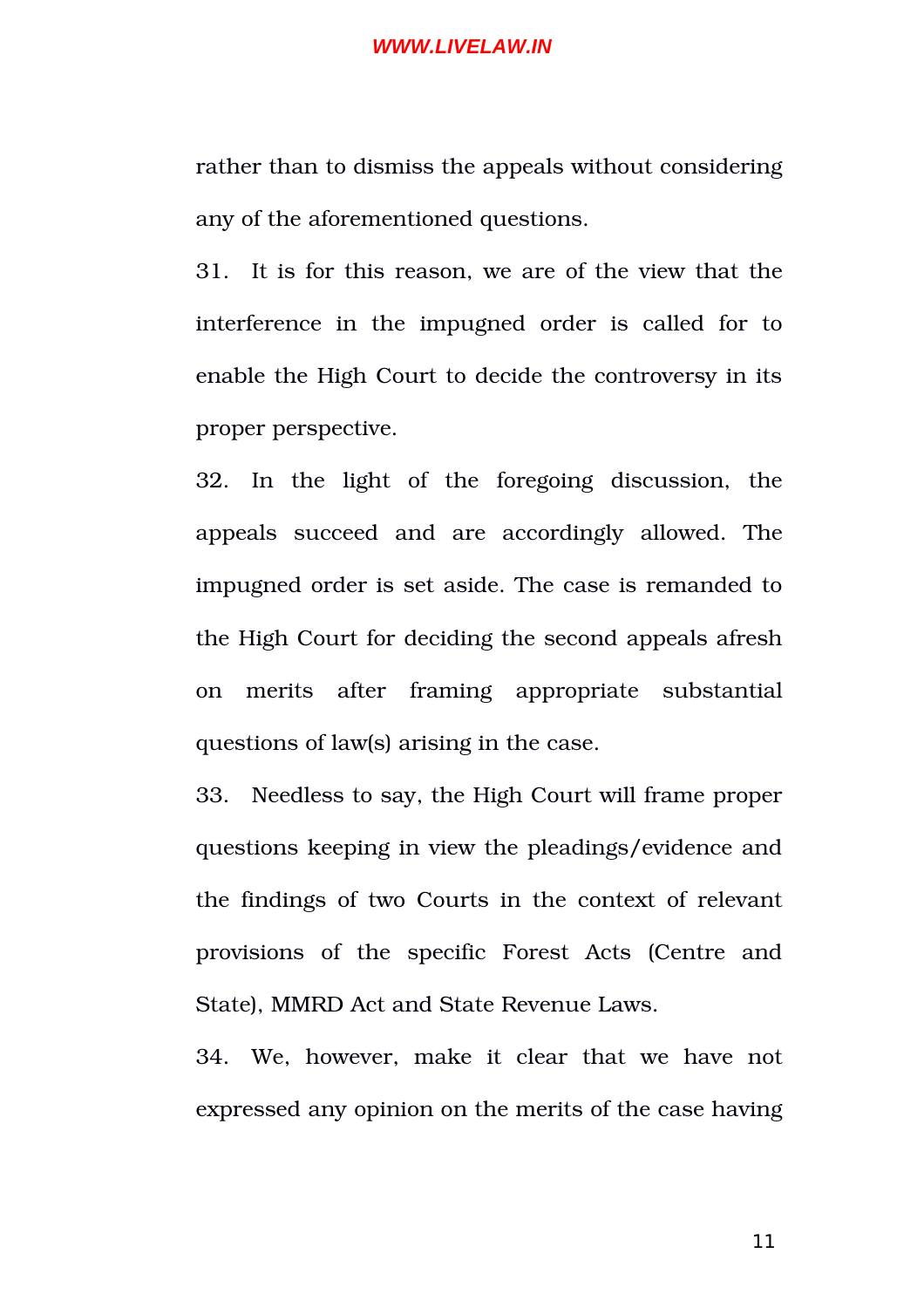rather than to dismiss the appeals without considering any of the aforementioned questions.

31. It is for this reason, we are of the view that the interference in the impugned order is called for to enable the High Court to decide the controversy in its proper perspective.

32. In the light of the foregoing discussion, the appeals succeed and are accordingly allowed. The impugned order is set aside. The case is remanded to the High Court for deciding the second appeals afresh on merits after framing appropriate substantial questions of law(s) arising in the case.

33. Needless to say, the High Court will frame proper questions keeping in view the pleadings/evidence and the findings of two Courts in the context of relevant provisions of the specific Forest Acts (Centre and State), MMRD Act and State Revenue Laws.

34. We, however, make it clear that we have not expressed any opinion on the merits of the case having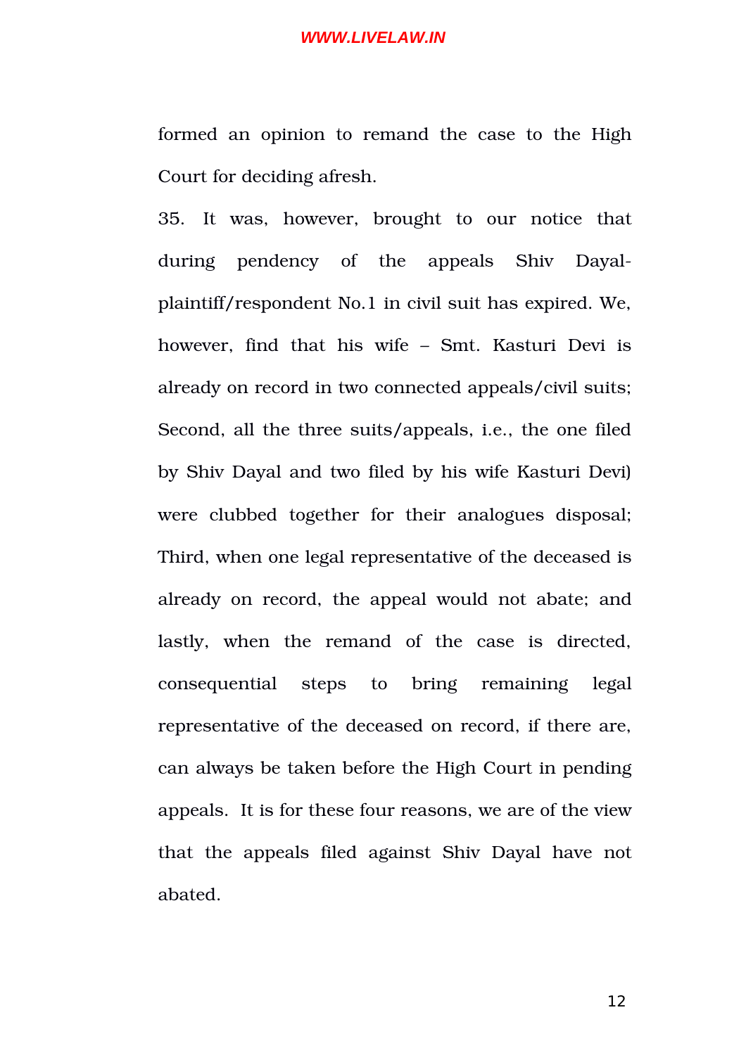formed an opinion to remand the case to the High Court for deciding afresh.

35. It was, however, brought to our notice that during pendency of the appeals Shiv Dayal-plaintiff/respondent No.1 in civil suit has expired. We, however, find that his wife – Smt. Kasturi Devi is already on record in two connected appeals/civil suits; Second, all the three suits/appeals, i.e., the one filed by Shiv Dayal and two filed by his wife Kasturi Devi) were clubbed together for their analogues disposal; Third, when one legal representative of the deceased is already on record, the appeal would not abate; and lastly, when the remand of the case is directed, consequential steps to bring remaining legal representative of the deceased on record, if there are, can always be taken before the High Court in pending appeals. It is for these four reasons, we are of the view that the appeals filed against Shiv Dayal have not abated.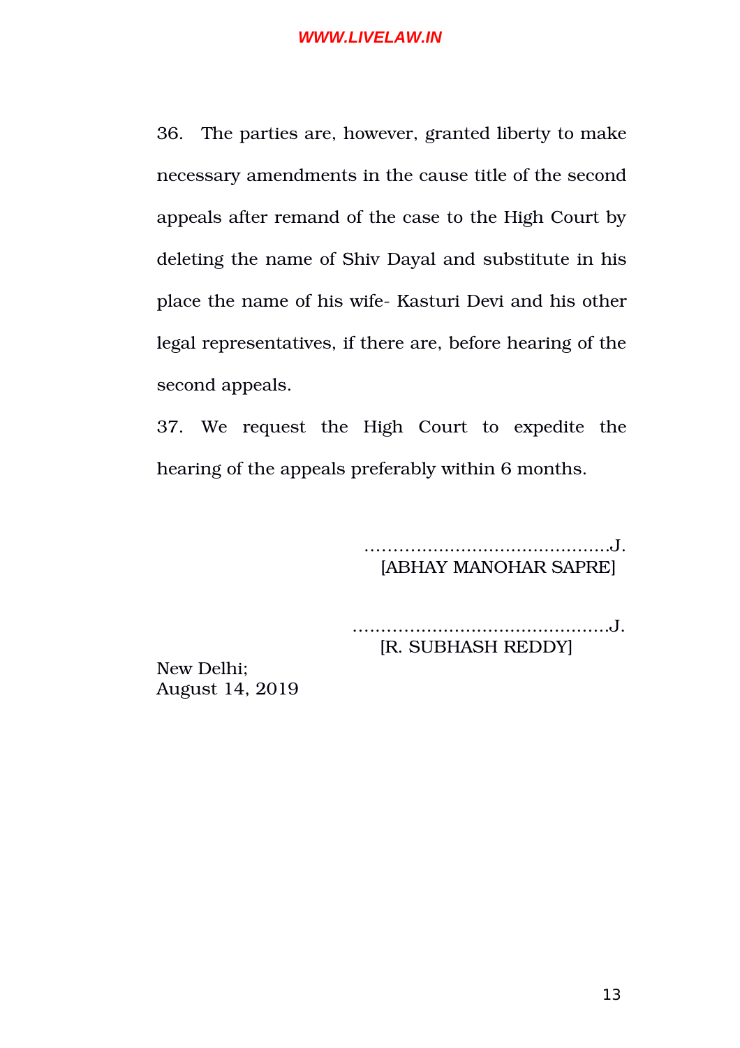36. The parties are, however, granted liberty to make necessary amendments in the cause title of the second appeals after remand of the case to the High Court by deleting the name of Shiv Dayal and substitute in his place the name of his wife- Kasturi Devi and his other legal representatives, if there are, before hearing of the second appeals.

37. We request the High Court to expedite the hearing of the appeals preferably within 6 months.

………………………………………J.
[ABHAY MANOHAR SAPRE]

……………………………………….J.
[R. SUBHASH REDDY]

New Delhi;
August 14, 2019